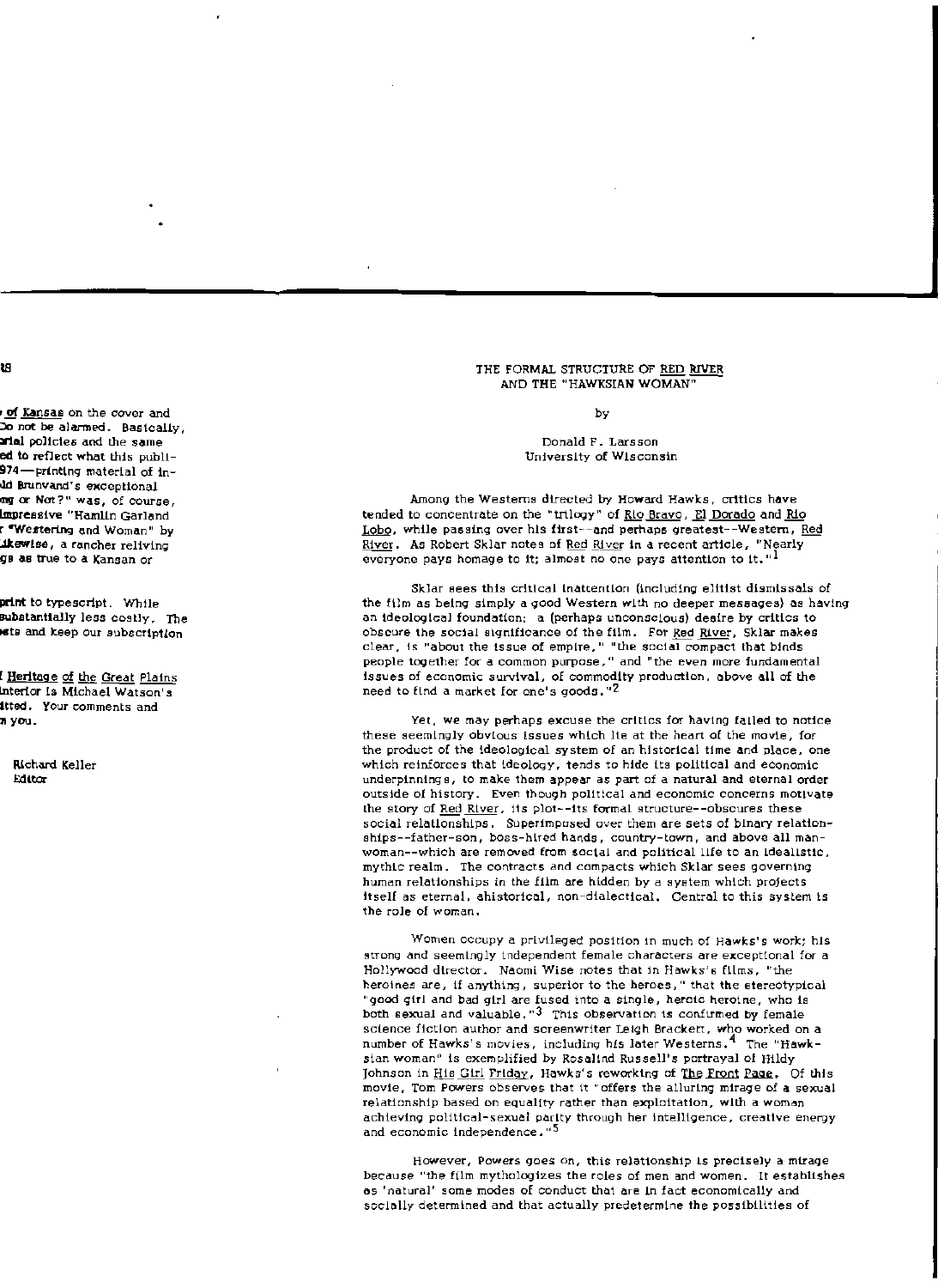# THE FORMAL STRUCTURE OF *RED RIVER* AND THE "HAWKSIAN WOMAN"

by

Donald F. Larsson
University of Wisconsin

Among the Westerns directed by Howard Hawks, critics have tended to concentrate on the "trilogy" of *Rio Bravo*, *El Dorado* and *Rio Lobo*, while passing over his first--and perhaps greatest--Western, *Red River*. As Robert Sklar notes of *Red River* in a recent article, "Nearly everyone pays homage to it; almost no one pays attention to it."[1]

Sklar sees this critical inattention (including elitist dismissals of the film as being simply a good Western with no deeper messages) as having an ideological foundation: a (perhaps unconscious) desire by critics to obscure the social significance of the film. For *Red River*, Sklar makes clear, is "about the issue of empire," "the social compact that binds people together for a common purpose," and "the even more fundamental issues of economic survival, of commodity production, above all of the need to find a market for one's goods."[2]

Yet, we may perhaps excuse the critics for having failed to notice these seemingly obvious issues which lie at the heart of the movie, for the product of the ideological system of an historical time and place, one which reinforces that ideology, tends to hide its political and economic underpinnings, to make them appear as part of a natural and eternal order outside of history. Even though political and economic concerns motivate the story of *Red River*, its plot--its formal structure--obscures these social relationships. Superimposed over them are sets of binary relationships--father-son, boss-hired hands, country-town, and above all man-woman--which are removed from social and political life to an idealistic, mythic realm. The contracts and compacts which Sklar sees governing human relationships in the film are hidden by a system which projects itself as eternal, ahistorical, non-dialectical. Central to this system is the role of woman.

Women occupy a privileged position in much of Hawks's work; his strong and seemingly independent female characters are exceptional for a Hollywood director. Naomi Wise notes that in Hawks's films, "the heroines are, if anything, superior to the heroes," that the stereotypical "good girl and bad girl are fused into a single, heroic heroine, who is both sexual and valuable."[3] This observation is confirmed by female science fiction author and screenwriter Leigh Brackett, who worked on a number of Hawks's movies, including his later Westerns.[4] The "Hawksian woman" is exemplified by Rosalind Russell's portrayal of Hildy Johnson in *His Girl Friday*, Hawks's reworking of *The Front Page*. Of this movie, Tom Powers observes that it "offers the alluring mirage of a sexual relationship based on equality rather than exploitation, with a woman achieving political-sexual parity through her intelligence, creative energy and economic independence."[5]

However, Powers goes on, this relationship is precisely a mirage because "the film mythologizes the roles of men and women. It establishes as 'natural' some modes of conduct that are in fact economically and socially determined and that actually predetermine the possibilities of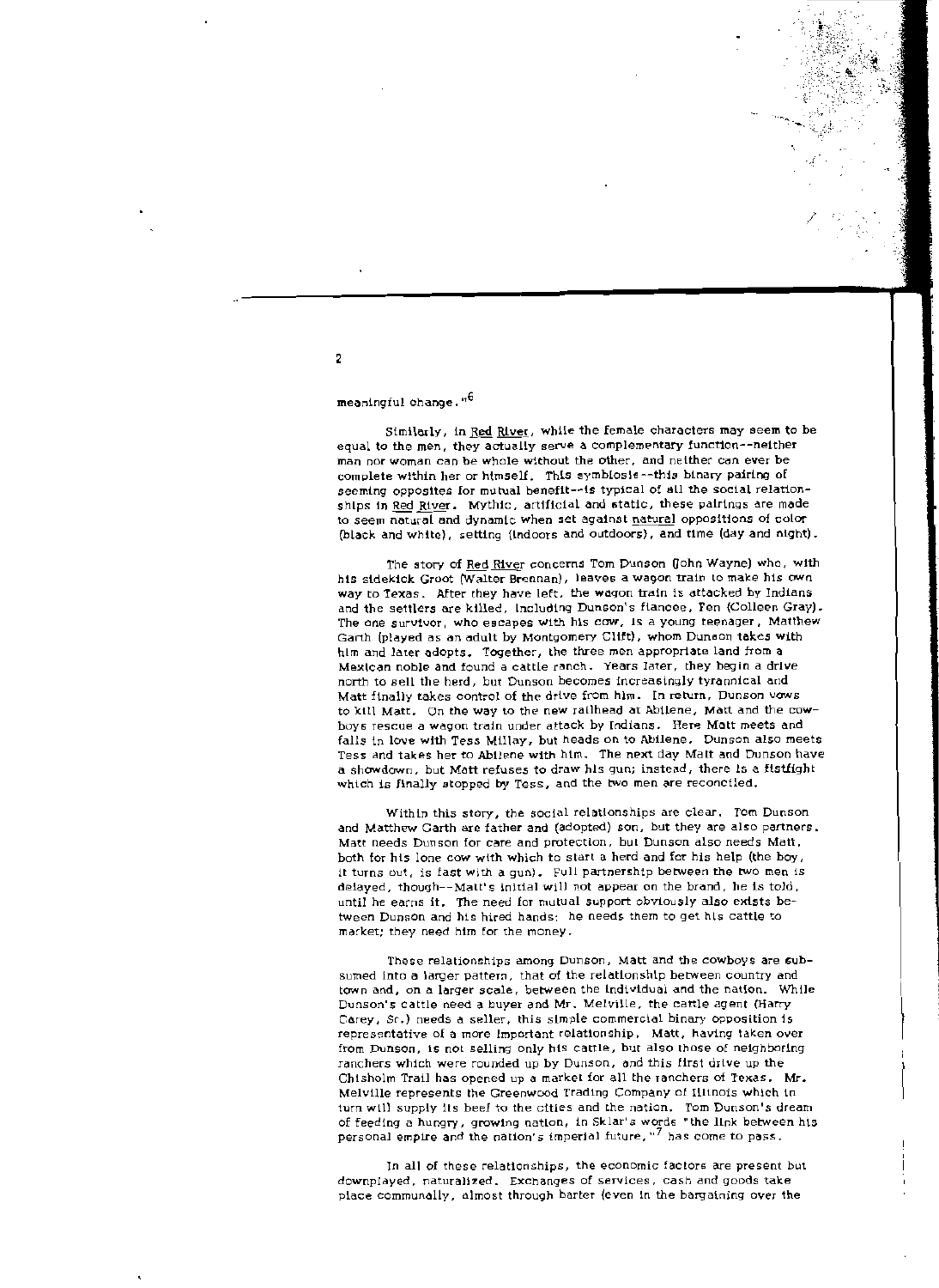meaningful change."[6]

Similarly, in Red River, while the female characters may seem to be equal to the men, they actually serve a complementary function--neither man nor woman can be whole without the other, and neither can ever be complete within her or himself. This symbiosis--this binary pairing of seeming opposites for mutual benefit--is typical of all the social relationships in Red River. Mythic, artificial and static, these pairings are made to seem natural and dynamic when set against natural oppositions of color (black and white), setting (indoors and outdoors), and time (day and night).

The story of Red River concerns Tom Dunson (John Wayne) who, with his sidekick Groot (Walter Brennan), leaves a wagon train to make his own way to Texas. After they have left, the wagon train is attacked by Indians and the settlers are killed, including Dunson's fiancee, Fen (Colleen Gray). The one survivor, who escapes with his cow, is a young teenager, Matthew Garth (played as an adult by Montgomery Clift), whom Dunson takes with him and later adopts. Together, the three men appropriate land from a Mexican noble and found a cattle ranch. Years later, they begin a drive north to sell the herd, but Dunson becomes increasingly tyrannical and Matt finally takes control of the drive from him. In return, Dunson vows to kill Matt. On the way to the new railhead at Abilene, Matt and the cowboys rescue a wagon train under attack by Indians. Here Matt meets and falls in love with Tess Millay, but heads on to Abilene. Dunson also meets Tess and takes her to Abilene with him. The next day Matt and Dunson have a showdown, but Matt refuses to draw his gun; instead, there is a fistfight which is finally stopped by Tess, and the two men are reconciled.

Within this story, the social relationships are clear. Tom Dunson and Matthew Garth are father and (adopted) son, but they are also partners. Matt needs Dunson for care and protection, but Dunson also needs Matt, both for his lone cow with which to start a herd and for his help (the boy, it turns out, is fast with a gun). Full partnership between the two men is delayed, though--Matt's initial will not appear on the brand, he is told, until he earns it. The need for mutual support obviously also exists between Dunson and his hired hands: he needs them to get his cattle to market; they need him for the money.

These relationships among Dunson, Matt and the cowboys are subsumed into a larger pattern, that of the relationship between country and town and, on a larger scale, between the individual and the nation. While Dunson's cattle need a buyer and Mr. Melville, the cattle agent (Harry Carey, Sr.) needs a seller, this simple commercial binary opposition is representative of a more important relationship. Matt, having taken over from Dunson, is not selling only his cattle, but also those of neighboring ranchers which were rounded up by Dunson, and this first drive up the Chisholm Trail has opened up a market for all the ranchers of Texas. Mr. Melville represents the Greenwood Trading Company of Illinois which in turn will supply its beef to the cities and the nation. Tom Dunson's dream of feeding a hungry, growing nation, in Sklar's words "the link between his personal empire and the nation's imperial future,"[7] has come to pass.

In all of these relationships, the economic factors are present but downplayed, naturalized. Exchanges of services, cash and goods take place communally, almost through barter (even in the bargaining over the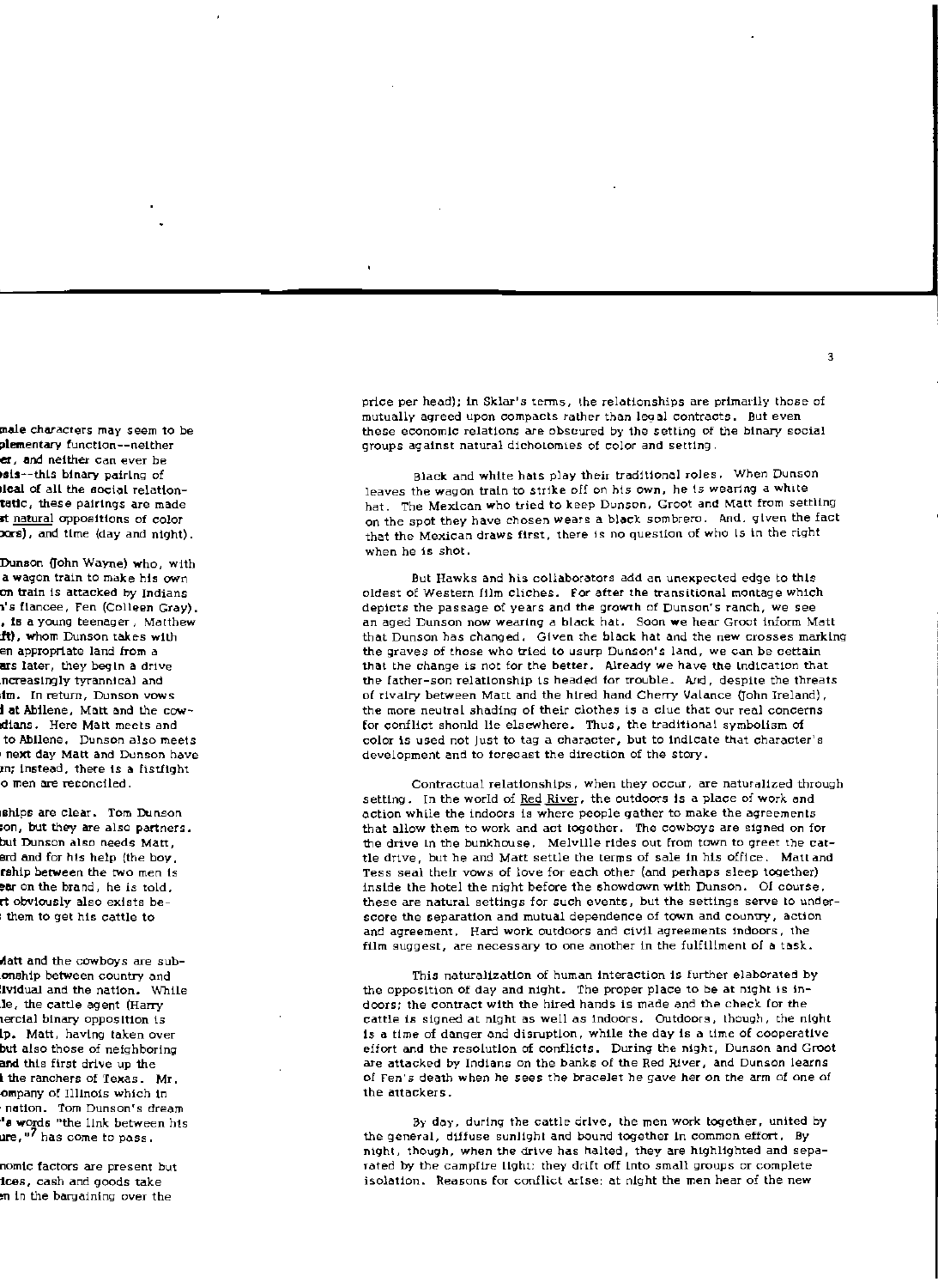price per head); in Sklar's terms, the relationships are primarily those of mutually agreed upon compacts rather than legal contracts. But even these economic relations are obscured by the setting of the binary social groups against natural dichotomies of color and setting.

Black and white hats play their traditional roles. When Dunson leaves the wagon train to strike off on his own, he is wearing a white hat. The Mexican who tried to keep Dunson, Groot and Matt from settling on the spot they have chosen wears a black sombrero. And, given the fact that the Mexican draws first, there is no question of who is in the right when he is shot.

But Hawks and his collaborators add an unexpected edge to this oldest of Western film cliches. For after the transitional montage which depicts the passage of years and the growth of Dunson's ranch, we see an aged Dunson now wearing a black hat. Soon we hear Groot inform Matt that Dunson has changed. Given the black hat and the new crosses marking the graves of those who tried to usurp Dunson's land, we can be certain that the change is not for the better. Already we have the indication that the father-son relationship is headed for trouble. And, despite the threats of rivalry between Matt and the hired hand Cherry Valance (John Ireland), the more neutral shading of their clothes is a clue that our real concerns for conflict should lie elsewhere. Thus, the traditional symbolism of color is used not just to tag a character, but to indicate that character's development and to forecast the direction of the story.

Contractual relationships, when they occur, are naturalized through setting. In the world of Red River, the outdoors is a place of work and action while the indoors is where people gather to make the agreements that allow them to work and act together. The cowboys are signed on for the drive in the bunkhouse. Melville rides out from town to greet the cattle drive, but he and Matt settle the terms of sale in his office. Matt and Tess seal their vows of love for each other (and perhaps sleep together) inside the hotel the night before the showdown with Dunson. Of course, these are natural settings for such events, but the settings serve to underscore the separation and mutual dependence of town and country, action and agreement. Hard work outdoors and civil agreements indoors, the film suggest, are necessary to one another in the fulfillment of a task.

This naturalization of human interaction is further elaborated by the opposition of day and night. The proper place to be at night is indoors; the contract with the hired hands is made and the check for the cattle is signed at night as well as indoors. Outdoors, though, the night is a time of danger and disruption, while the day is a time of cooperative effort and the resolution of conflicts. During the night, Dunson and Groot are attacked by Indians on the banks of the Red River, and Dunson learns of Fen's death when he sees the bracelet he gave her on the arm of one of the attackers.

By day, during the cattle drive, the men work together, united by the general, diffuse sunlight and bound together in common effort. By night, though, when the drive has halted, they are highlighted and separated by the campfire light: they drift off into small groups or complete isolation. Reasons for conflict arise: at night the men hear of the new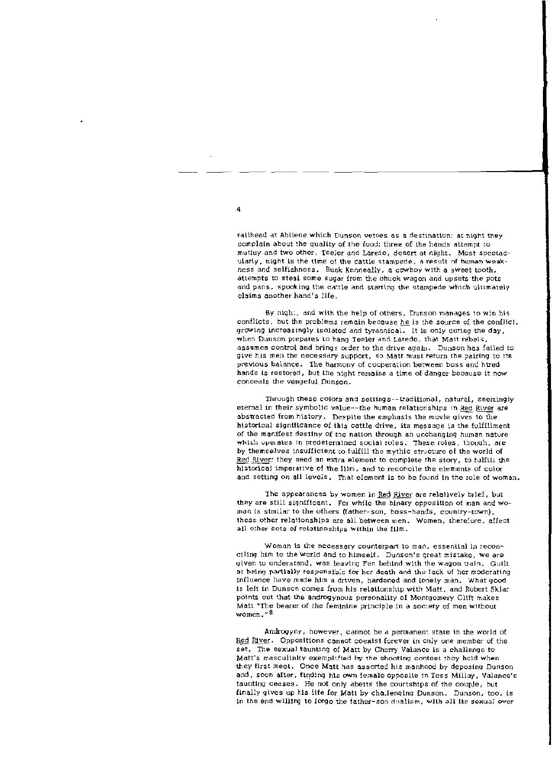railhead at Abilene which Dunson vetoes as a destination; at night they complain about the quality of the food; three of the hands attempt to mutiny and two other, Teeler and Laredo, desert at night. Most spectacularly, night is the time of the cattle stampede, a result of human weakness and selfishness. Bunk Kenneally, a cowboy with a sweet tooth, attempts to steal some sugar from the chuck wagon and upsets the pots and pans, spooking the cattle and starting the stampede which ultimately claims another hand's life.

By night, and with the help of others, Dunson manages to win his conflicts, but the problems remain because he is the source of the conflict, growing increasingly isolated and tyrannical. It is only during the day, when Dunson prepares to hang Teeler and Laredo, that Matt rebels, assumes control and brings order to the drive again. Dunson has failed to give his men the necessary support, so Matt must return the pairing to its previous balance. The harmony of cooperation between boss and hired hands is restored, but the night remains a time of danger because it now conceals the vengeful Dunson.

Through these colors and settings--traditional, natural, seemingly eternal in their symbolic value--the human relationships in Red River are abstracted from history. Despite the emphasis the movie gives to the historical significance of this cattle drive, its message is the fulfillment of the manifest destiny of the nation through an unchanging human nature which operates in predetermined social roles. These roles, though, are by themselves insufficient to fulfill the mythic structure of the world of Red River; they need an extra element to complete the story, to fulfill the historical imperative of the film, and to reconcile the elements of color and setting on all levels. That element is to be found in the role of woman.

The appearances by women in Red River are relatively brief, but they are still significant. For while the binary opposition of man and woman is similar to the others (father-son, boss-hands, country-town), these other relationships are all between men. Women, therefore, affect all other sets of relationships within the film.

Woman is the necessary counterpart to man, essential in reconciling him to the world and to himself. Dunson's great mistake, we are given to understand, was leaving Fen behind with the wagon train. Guilt at being partially responsible for her death and the lack of her moderating influence have made him a driven, hardened and lonely man. What good is left in Dunson comes from his relationship with Matt, and Robert Sklar points out that the androgynous personality of Montgomery Clift makes Matt "The bearer of the feminine principle in a society of men without women."[8]

Androgyny, however, cannot be a permanent state in the world of Red River. Oppositions cannot coexist forever in only one member of the set. The sexual taunting of Matt by Cherry Valance is a challenge to Matt's masculinity exemplified by the shooting contest they held when they first meet. Once Matt has asserted his manhood by deposing Dunson and, soon after, finding his own female opposite in Tess Millay, Valance's taunting ceases. He not only abetts the courtships of the couple, but finally gives up his life for Matt by challenging Dunson. Dunson, too, is in the end willing to forgo the father-son dualism, with all its sexual over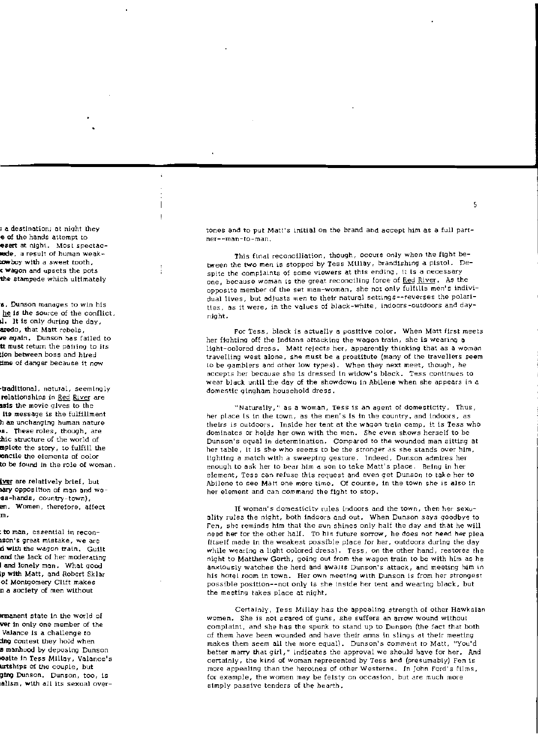tones and to put Matt's initial on the brand and accept him as a full partner--man-to-man.

This final reconciliation, though, occurs only when the fight between the two men is stopped by Tess Millay, brandishing a pistol. Despite the complaints of some viewers at this ending, it is a necessary one, because woman is the great reconciling force of Red River. As the opposite member of the set man-woman, she not only fulfills men's individual lives, but adjusts men to their natural settings--reverses the polarities, as it were, in the values of black-white, indoors-outdoors and day-night.

For Tess, black is actually a positive color. When Matt first meets her fighting off the Indians attacking the wagon train, she is wearing a light-colored dress. Matt rejects her, apparently thinking that as a woman travelling west alone, she must be a prostitute (many of the travellers seem to be gamblers and other low types). When they next meet, though, he accepts her because she is dressed in widow's black. Tess continues to wear black until the day of the showdown in Abilene when she appears in a domestic gingham household dress.

"Naturally," as a woman, Tess is an agent of domesticity. Thus, her place is in the town, as the men's is in the country, and indoors, as theirs is outdoors. Inside her tent at the wagon train camp, it is Tess who dominates or holds her own with the men. She even shows herself to be Dunson's equal in determination. Compared to the wounded man sitting at her table, it is she who seems to be the *stronger* as she stands over him, lighting a match with a sweeping gesture. Indeed, Dunson admires her enough to ask her to bear him a son to take Matt's place. Being in her element, Tess can refuse this request and even get Dunson to take her to Abilene to see Matt one more time. Of course, in the town she is also in her element and can command the fight to stop.

If woman's domesticity rules indoors and the town, then her sexuality rules the night, both indoors and out. When Dunson says goodbye to Fen, she reminds him that the sun shines only half the day and that he will need her for the other half. To his future sorrow, he does not heed her plea (itself made in the weakest possible place for her, outdoors during the day while wearing a light colored dress). Tess, on the other hand, restores the night to Matthew Garth, going out from the wagon train to be with him as he anxiously watches the herd and awaits Dunson's attack, and meeting him in his hotel room in town. Her own meeting with Dunson is from her strongest possible position--not only is she inside her tent and wearing black, but the meeting takes place at night.

Certainly, Tess Millay has the appealing strength of other Hawksian women. She is not scared of guns, she suffers an arrow wound without complaint, and she has the spunk to stand up to Dunson (the fact that both of them have been wounded and have their arms in slings at their meeting makes them seem all the more equal). Dunson's comment to Matt, "You'd better marry that girl," indicates the approval we should have for her. And certainly, the kind of woman represented by Tess and (presumably) Fen is more appealing than the heroines of other Westerns. In John Ford's films, for example, the women may be feisty on occasion, but are much more simply passive tenders of the hearth.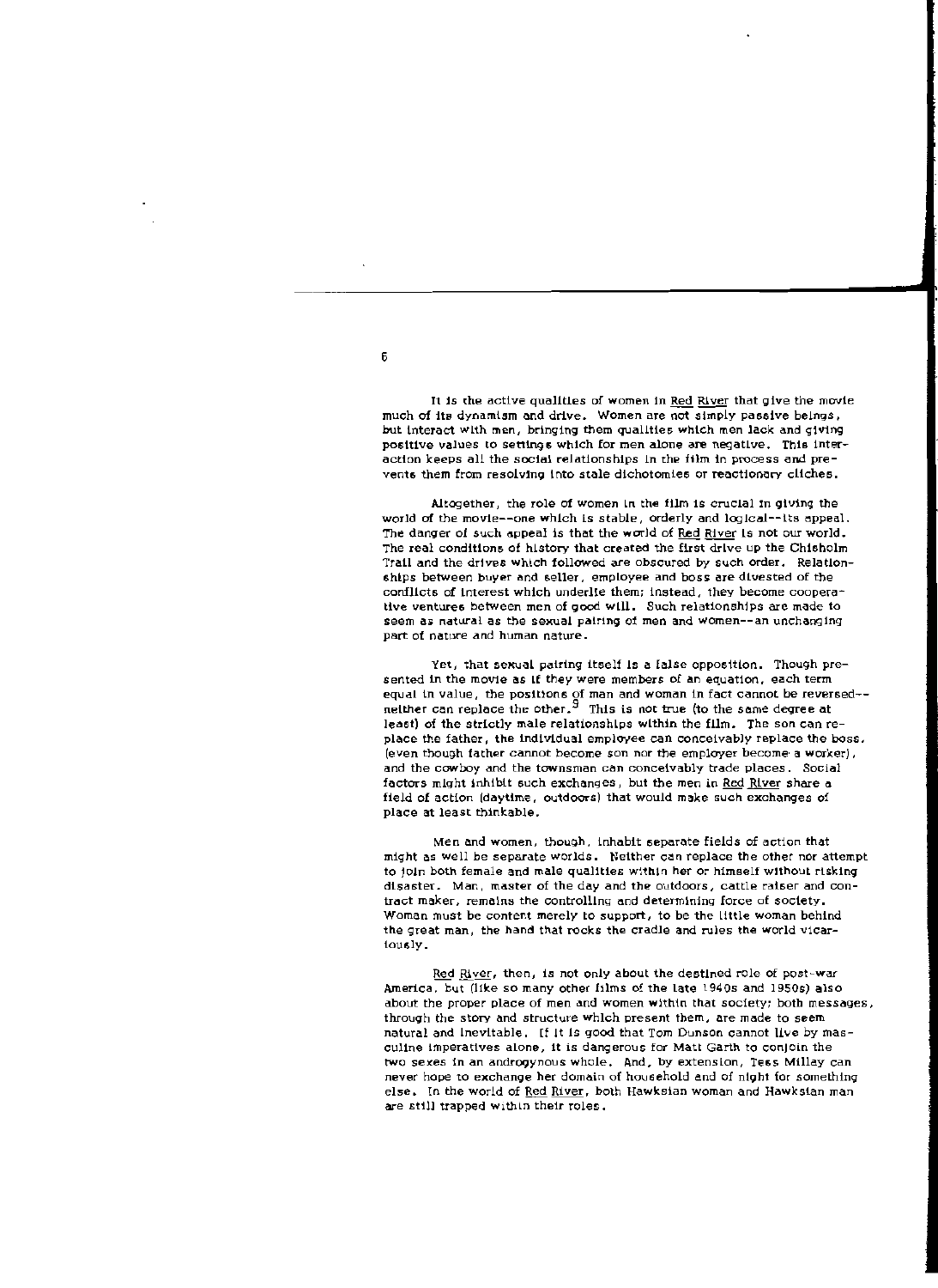It is the active qualities of women in Red River that give the movie much of its dynamism and drive. Women are not simply passive beings, but interact with men, bringing them qualities which men lack and giving positive values to settings which for men alone are negative. This interaction keeps all the social relationships in the film in process and prevents them from resolving into stale dichotomies or reactionary cliches.

Altogether, the role of women in the film is crucial in giving the world of the movie--one which is stable, orderly and logical--its appeal. The danger of such appeal is that the world of Red River is not our world. The real conditions of history that created the first drive up the Chisholm Trail and the drives which followed are obscured by such order. Relationships between buyer and seller, employee and boss are divested of the conflicts of interest which underlie them; instead, they become cooperative ventures between men of good will. Such relationships are made to seem as natural as the sexual pairing of men and women--an unchanging part of nature and human nature.

Yet, that sexual pairing itself is a false opposition. Though presented in the movie as if they were members of an equation, each term equal in value, the positions of man and woman in fact cannot be reversed--neither can replace the other.[9] This is not true (to the same degree at least) of the strictly male relationships within the film. The son can replace the father, the individual employee can conceivably replace the boss, (even though father cannot become son nor the employer become a worker), and the cowboy and the townsman can conceivably trade places. Social factors might inhibit such exchanges, but the men in Red River share a field of action (daytime, outdoors) that would make such exchanges of place at least thinkable.

Men and women, though, inhabit separate fields of action that might as well be separate worlds. Neither can replace the other nor attempt to join both female and male qualities within her or himself without risking disaster. Man, master of the day and the outdoors, cattle raiser and contract maker, remains the controlling and determining force of society. Woman must be content merely to support, to be the little woman behind the great man, the hand that rocks the cradle and rules the world vicariously.

Red River, then, is not only about the destined role of post-war America, but (like so many other films of the late 1940s and 1950s) also about the proper place of men and women within that society; both messages, through the story and structure which present them, are made to seem natural and inevitable. If it is good that Tom Dunson cannot live by masculine imperatives alone, it is dangerous for Matt Garth to conjoin the two sexes in an androgynous whole. And, by extension, Tess Millay can never hope to exchange her domain of household and of night for something else. In the world of Red River, both Hawksian woman and Hawksian man are still trapped within their roles.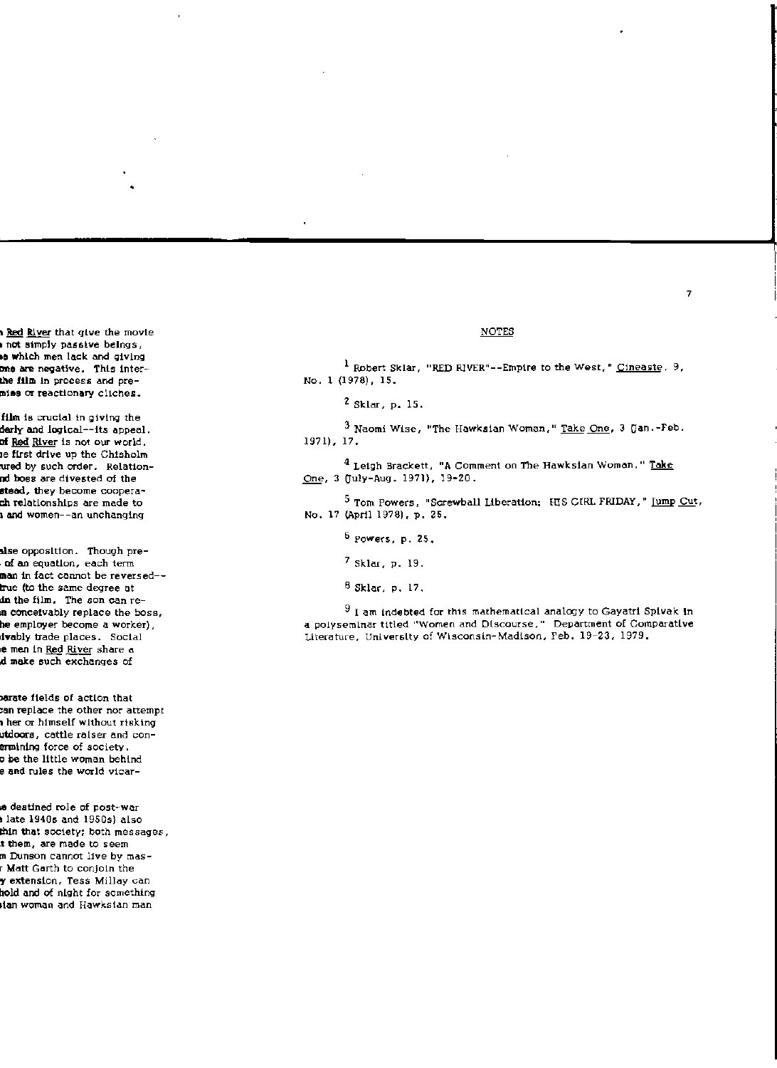## NOTES

[1] Robert Sklar, "RED RIVER"--Empire to the West," Cineaste, 9, No. 1 (1978), 15.

[2] Sklar, p. 15.

[3] Naomi Wise, "The Hawksian Woman," Take One, 3 (Jan.-Feb. 1971), 17.

[4] Leigh Brackett, "A Comment on The Hawksian Woman," Take One, 3 (July-Aug. 1971), 19-20.

[5] Tom Powers, "Screwball Liberation: HIS GIRL FRIDAY," Jump Cut, No. 17 (April 1978), p. 25.

[6] Powers, p. 25.

[7] Sklar, p. 19.

[8] Sklar, p. 17.

[9] I am indebted for this mathematical analogy to Gayatri Spivak in a polyseminar titled "Women and Discourse," Department of Comparative Literature, University of Wisconsin-Madison, Feb. 19-23, 1979.